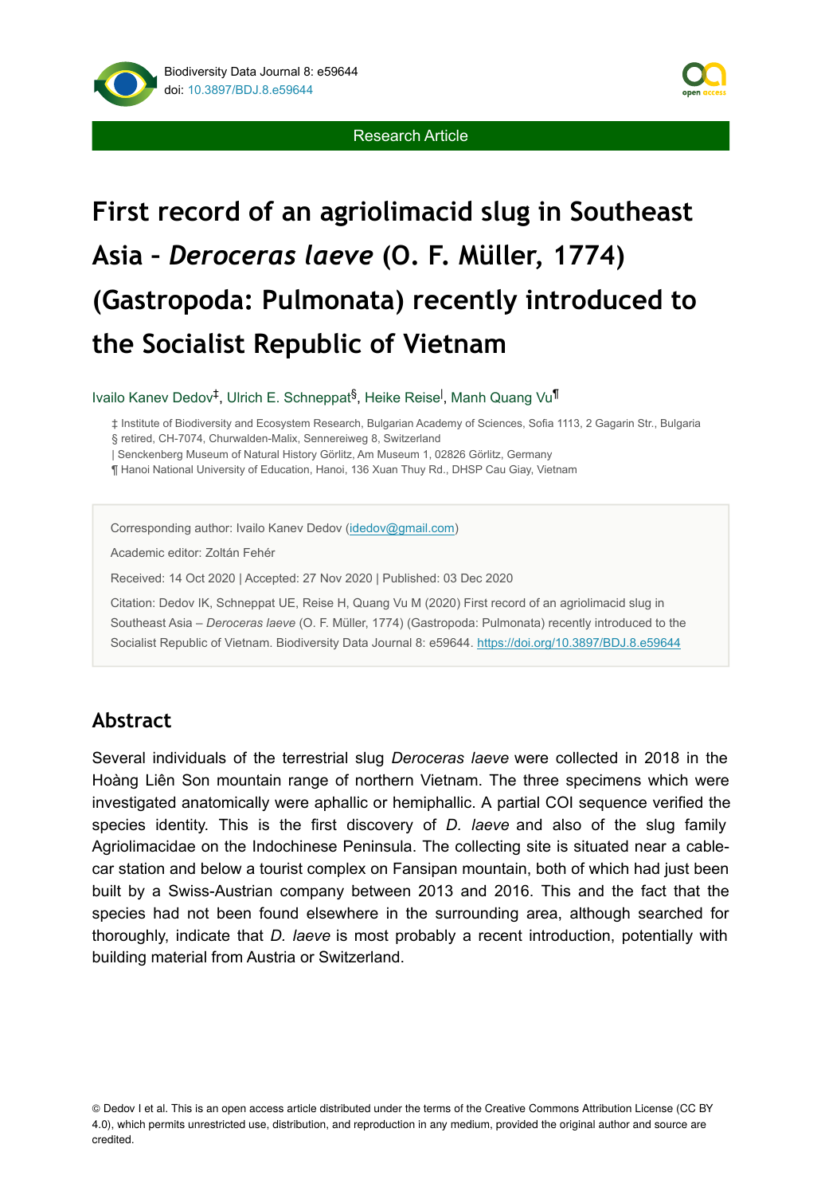Research Article

# First record of an agriolimacid slug in Southeast Asia – *Deroceras laeve* (O. F. Müller, 1774) (Gastropoda: Pulmonata) recently introduced to the Socialist Republic of Vietnam

Ivailo Kanev Dedov[‡], Ulrich E. Schneppat[§], Heike Reise[|], Manh Quang Vu[¶]

‡ Institute of Biodiversity and Ecosystem Research, Bulgarian Academy of Sciences, Sofia 1113, 2 Gagarin Str., Bulgaria
§ retired, CH-7074, Churwalden-Malix, Sennereiweg 8, Switzerland
| Senckenberg Museum of Natural History Görlitz, Am Museum 1, 02826 Görlitz, Germany
¶ Hanoi National University of Education, Hanoi, 136 Xuan Thuy Rd., DHSP Cau Giay, Vietnam

Corresponding author: Ivailo Kanev Dedov (idedov@gmail.com)

Academic editor: Zoltán Fehér

Received: 14 Oct 2020 | Accepted: 27 Nov 2020 | Published: 03 Dec 2020

Citation: Dedov IK, Schneppat UE, Reise H, Quang Vu M (2020) First record of an agriolimacid slug in Southeast Asia – *Deroceras laeve* (O. F. Müller, 1774) (Gastropoda: Pulmonata) recently introduced to the Socialist Republic of Vietnam. Biodiversity Data Journal 8: e59644. https://doi.org/10.3897/BDJ.8.e59644

## Abstract

Several individuals of the terrestrial slug *Deroceras laeve* were collected in 2018 in the Hoàng Liên Son mountain range of northern Vietnam. The three specimens which were investigated anatomically were aphallic or hemiphallic. A partial COI sequence verified the species identity. This is the first discovery of *D. laeve* and also of the slug family Agriolimacidae on the Indochinese Peninsula. The collecting site is situated near a cable-car station and below a tourist complex on Fansipan mountain, both of which had just been built by a Swiss-Austrian company between 2013 and 2016. This and the fact that the species had not been found elsewhere in the surrounding area, although searched for thoroughly, indicate that *D. laeve* is most probably a recent introduction, potentially with building material from Austria or Switzerland.

© Dedov I et al. This is an open access article distributed under the terms of the Creative Commons Attribution License (CC BY 4.0), which permits unrestricted use, distribution, and reproduction in any medium, provided the original author and source are credited.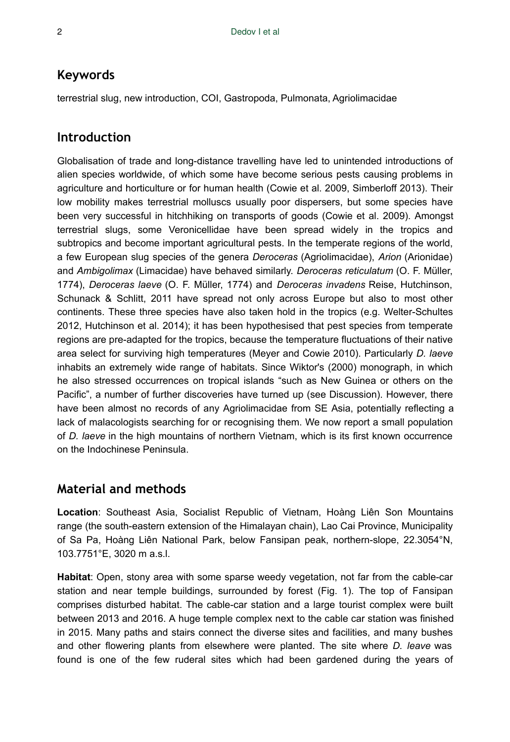## Keywords

terrestrial slug, new introduction, COI, Gastropoda, Pulmonata, Agriolimacidae

## Introduction

Globalisation of trade and long-distance travelling have led to unintended introductions of alien species worldwide, of which some have become serious pests causing problems in agriculture and horticulture or for human health (Cowie et al. 2009, Simberloff 2013). Their low mobility makes terrestrial molluscs usually poor dispersers, but some species have been very successful in hitchhiking on transports of goods (Cowie et al. 2009). Amongst terrestrial slugs, some Veronicellidae have been spread widely in the tropics and subtropics and become important agricultural pests. In the temperate regions of the world, a few European slug species of the genera *Deroceras* (Agriolimacidae), *Arion* (Arionidae) and *Ambigolimax* (Limacidae) have behaved similarly. *Deroceras reticulatum* (O. F. Müller, 1774), *Deroceras laeve* (O. F. Müller, 1774) and *Deroceras invadens* Reise, Hutchinson, Schunack & Schlitt, 2011 have spread not only across Europe but also to most other continents. These three species have also taken hold in the tropics (e.g. Welter-Schultes 2012, Hutchinson et al. 2014); it has been hypothesised that pest species from temperate regions are pre-adapted for the tropics, because the temperature fluctuations of their native area select for surviving high temperatures (Meyer and Cowie 2010). Particularly *D. laeve* inhabits an extremely wide range of habitats. Since Wiktor's (2000) monograph, in which he also stressed occurrences on tropical islands "such as New Guinea or others on the Pacific", a number of further discoveries have turned up (see Discussion). However, there have been almost no records of any Agriolimacidae from SE Asia, potentially reflecting a lack of malacologists searching for or recognising them. We now report a small population of *D. laeve* in the high mountains of northern Vietnam, which is its first known occurrence on the Indochinese Peninsula.

## Material and methods

**Location**: Southeast Asia, Socialist Republic of Vietnam, Hoàng Liên Son Mountains range (the south-eastern extension of the Himalayan chain), Lao Cai Province, Municipality of Sa Pa, Hoàng Liên National Park, below Fansipan peak, northern-slope, 22.3054°N, 103.7751°E, 3020 m a.s.l.

**Habitat**: Open, stony area with some sparse weedy vegetation, not far from the cable-car station and near temple buildings, surrounded by forest (Fig. 1). The top of Fansipan comprises disturbed habitat. The cable-car station and a large tourist complex were built between 2013 and 2016. A huge temple complex next to the cable car station was finished in 2015. Many paths and stairs connect the diverse sites and facilities, and many bushes and other flowering plants from elsewhere were planted. The site where *D. leave* was found is one of the few ruderal sites which had been gardened during the years of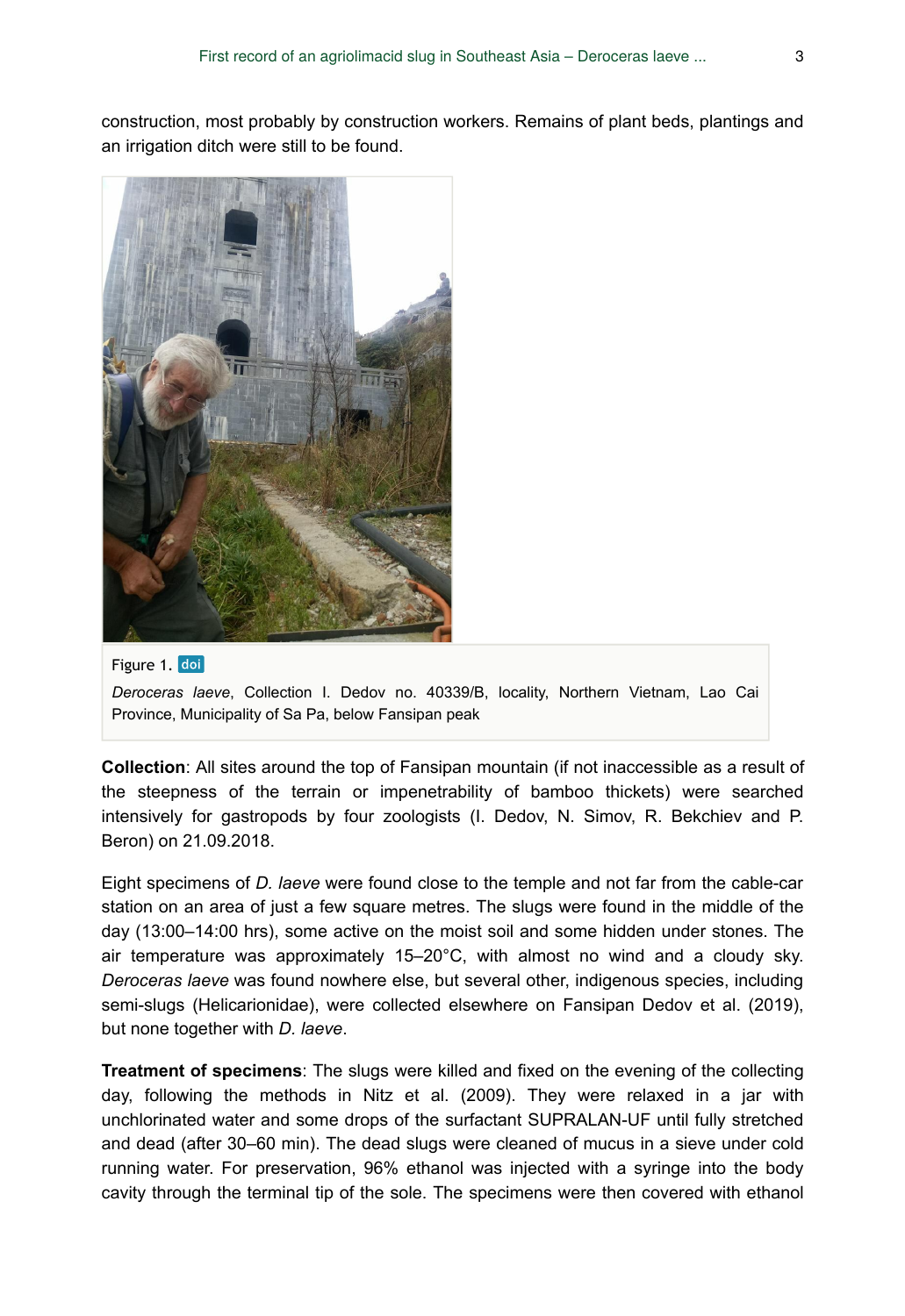construction, most probably by construction workers. Remains of plant beds, plantings and an irrigation ditch were still to be found.

Figure 1. doi

*Deroceras laeve*, Collection I. Dedov no. 40339/B, locality, Northern Vietnam, Lao Cai Province, Municipality of Sa Pa, below Fansipan peak

**Collection**: All sites around the top of Fansipan mountain (if not inaccessible as a result of the steepness of the terrain or impenetrability of bamboo thickets) were searched intensively for gastropods by four zoologists (I. Dedov, N. Simov, R. Bekchiev and P. Beron) on 21.09.2018.

Eight specimens of *D. laeve* were found close to the temple and not far from the cable-car station on an area of just a few square metres. The slugs were found in the middle of the day (13:00–14:00 hrs), some active on the moist soil and some hidden under stones. The air temperature was approximately 15–20°C, with almost no wind and a cloudy sky. *Deroceras laeve* was found nowhere else, but several other, indigenous species, including semi-slugs (Helicarionidae), were collected elsewhere on Fansipan Dedov et al. (2019), but none together with *D. laeve*.

**Treatment of specimens**: The slugs were killed and fixed on the evening of the collecting day, following the methods in Nitz et al. (2009). They were relaxed in a jar with unchlorinated water and some drops of the surfactant SUPRALAN-UF until fully stretched and dead (after 30–60 min). The dead slugs were cleaned of mucus in a sieve under cold running water. For preservation, 96% ethanol was injected with a syringe into the body cavity through the terminal tip of the sole. The specimens were then covered with ethanol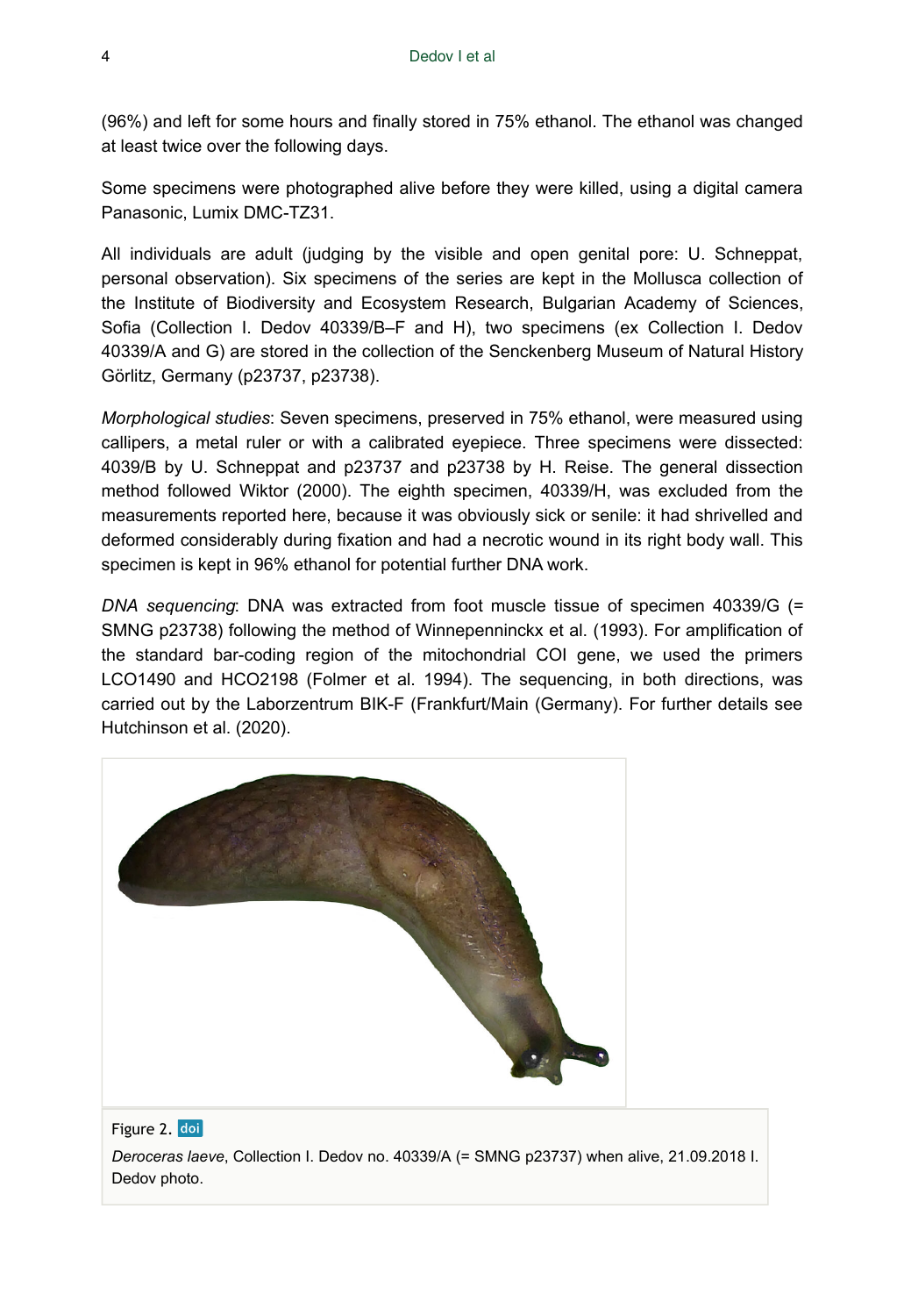(96%) and left for some hours and finally stored in 75% ethanol. The ethanol was changed at least twice over the following days.

Some specimens were photographed alive before they were killed, using a digital camera Panasonic, Lumix DMC-TZ31.

All individuals are adult (judging by the visible and open genital pore: U. Schneppat, personal observation). Six specimens of the series are kept in the Mollusca collection of the Institute of Biodiversity and Ecosystem Research, Bulgarian Academy of Sciences, Sofia (Collection I. Dedov 40339/B–F and H), two specimens (ex Collection I. Dedov 40339/A and G) are stored in the collection of the Senckenberg Museum of Natural History Görlitz, Germany (p23737, p23738).

*Morphological studies*: Seven specimens, preserved in 75% ethanol, were measured using callipers, a metal ruler or with a calibrated eyepiece. Three specimens were dissected: 4039/B by U. Schneppat and p23737 and p23738 by H. Reise. The general dissection method followed Wiktor (2000). The eighth specimen, 40339/H, was excluded from the measurements reported here, because it was obviously sick or senile: it had shrivelled and deformed considerably during fixation and had a necrotic wound in its right body wall. This specimen is kept in 96% ethanol for potential further DNA work.

*DNA sequencing*: DNA was extracted from foot muscle tissue of specimen 40339/G (= SMNG p23738) following the method of Winnepenninckx et al. (1993). For amplification of the standard bar-coding region of the mitochondrial COI gene, we used the primers LCO1490 and HCO2198 (Folmer et al. 1994). The sequencing, in both directions, was carried out by the Laborzentrum BIK-F (Frankfurt/Main (Germany). For further details see Hutchinson et al. (2020).

Figure 2. doi

*Deroceras laeve*, Collection I. Dedov no. 40339/A (= SMNG p23737) when alive, 21.09.2018 I. Dedov photo.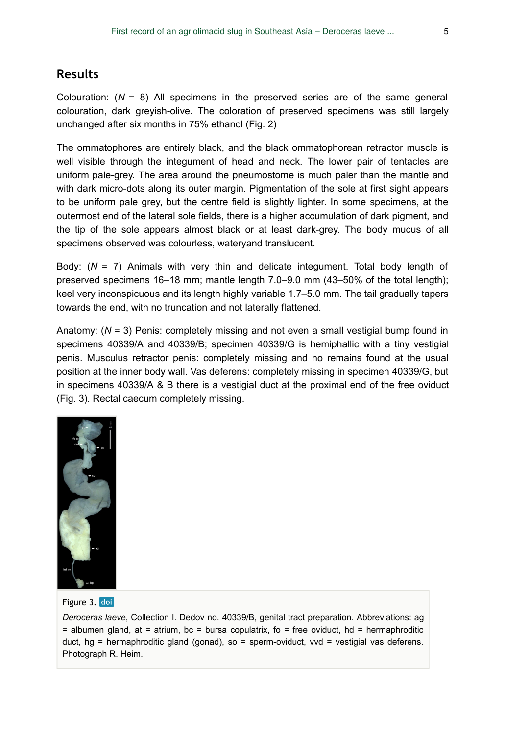## Results

Colouration: ($N$ = 8) All specimens in the preserved series are of the same general colouration, dark greyish-olive. The coloration of preserved specimens was still largely unchanged after six months in 75% ethanol (Fig. 2)

The ommatophores are entirely black, and the black ommatophorean retractor muscle is well visible through the integument of head and neck. The lower pair of tentacles are uniform pale-grey. The area around the pneumostome is much paler than the mantle and with dark micro-dots along its outer margin. Pigmentation of the sole at first sight appears to be uniform pale grey, but the centre field is slightly lighter. In some specimens, at the outermost end of the lateral sole fields, there is a higher accumulation of dark pigment, and the tip of the sole appears almost black or at least dark-grey. The body mucus of all specimens observed was colourless, wateryand translucent.

Body: ($N$ = 7) Animals with very thin and delicate integument. Total body length of preserved specimens 16–18 mm; mantle length 7.0–9.0 mm (43–50% of the total length); keel very inconspicuous and its length highly variable 1.7–5.0 mm. The tail gradually tapers towards the end, with no truncation and not laterally flattened.

Anatomy: ($N$ = 3) Penis: completely missing and not even a small vestigial bump found in specimens 40339/A and 40339/B; specimen 40339/G is hemiphallic with a tiny vestigial penis. Musculus retractor penis: completely missing and no remains found at the usual position at the inner body wall. Vas deferens: completely missing in specimen 40339/G, but in specimens 40339/A & B there is a vestigial duct at the proximal end of the free oviduct (Fig. 3). Rectal caecum completely missing.

Figure 3. doi

*Deroceras laeve*, Collection I. Dedov no. 40339/B, genital tract preparation. Abbreviations: ag = albumen gland, at = atrium, bc = bursa copulatrix, fo = free oviduct, hd = hermaphroditic duct, hg = hermaphroditic gland (gonad), so = sperm-oviduct, vvd = vestigial vas deferens. Photograph R. Heim.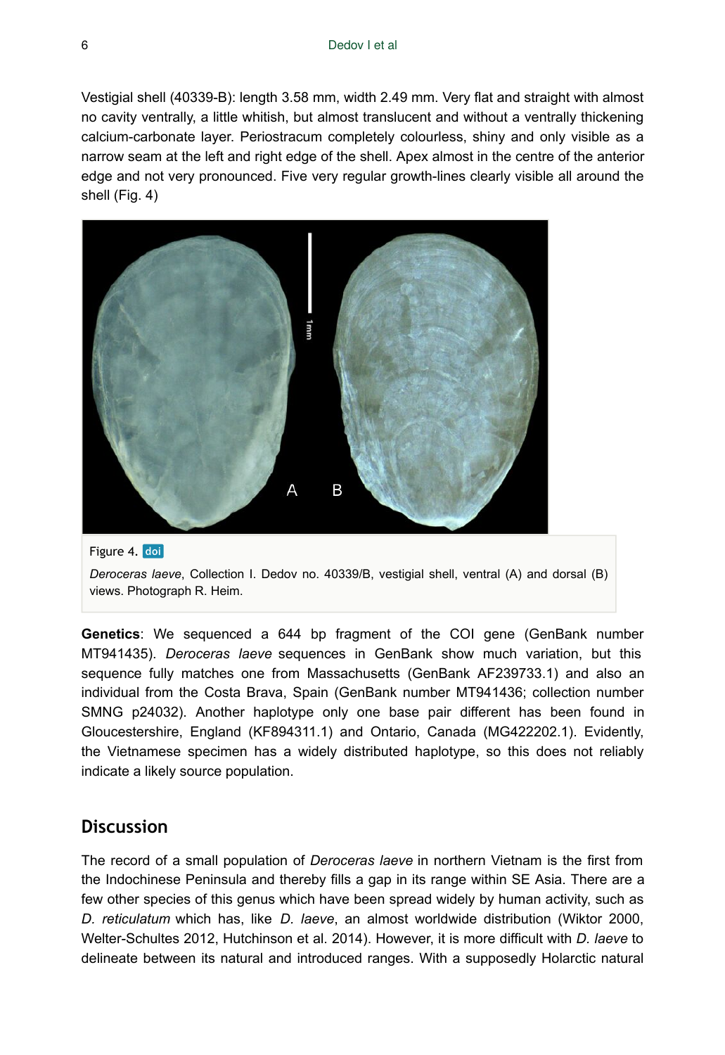Vestigial shell (40339-B): length 3.58 mm, width 2.49 mm. Very flat and straight with almost no cavity ventrally, a little whitish, but almost translucent and without a ventrally thickening calcium-carbonate layer. Periostracum completely colourless, shiny and only visible as a narrow seam at the left and right edge of the shell. Apex almost in the centre of the anterior edge and not very pronounced. Five very regular growth-lines clearly visible all around the shell (Fig. 4)

Figure 4. doi

*Deroceras laeve*, Collection I. Dedov no. 40339/B, vestigial shell, ventral (A) and dorsal (B) views. Photograph R. Heim.

**Genetics**: We sequenced a 644 bp fragment of the COI gene (GenBank number MT941435). *Deroceras laeve* sequences in GenBank show much variation, but this sequence fully matches one from Massachusetts (GenBank AF239733.1) and also an individual from the Costa Brava, Spain (GenBank number MT941436; collection number SMNG p24032). Another haplotype only one base pair different has been found in Gloucestershire, England (KF894311.1) and Ontario, Canada (MG422202.1). Evidently, the Vietnamese specimen has a widely distributed haplotype, so this does not reliably indicate a likely source population.

## Discussion

The record of a small population of *Deroceras laeve* in northern Vietnam is the first from the Indochinese Peninsula and thereby fills a gap in its range within SE Asia. There are a few other species of this genus which have been spread widely by human activity, such as *D. reticulatum* which has, like *D. laeve*, an almost worldwide distribution (Wiktor 2000, Welter-Schultes 2012, Hutchinson et al. 2014). However, it is more difficult with *D. laeve* to delineate between its natural and introduced ranges. With a supposedly Holarctic natural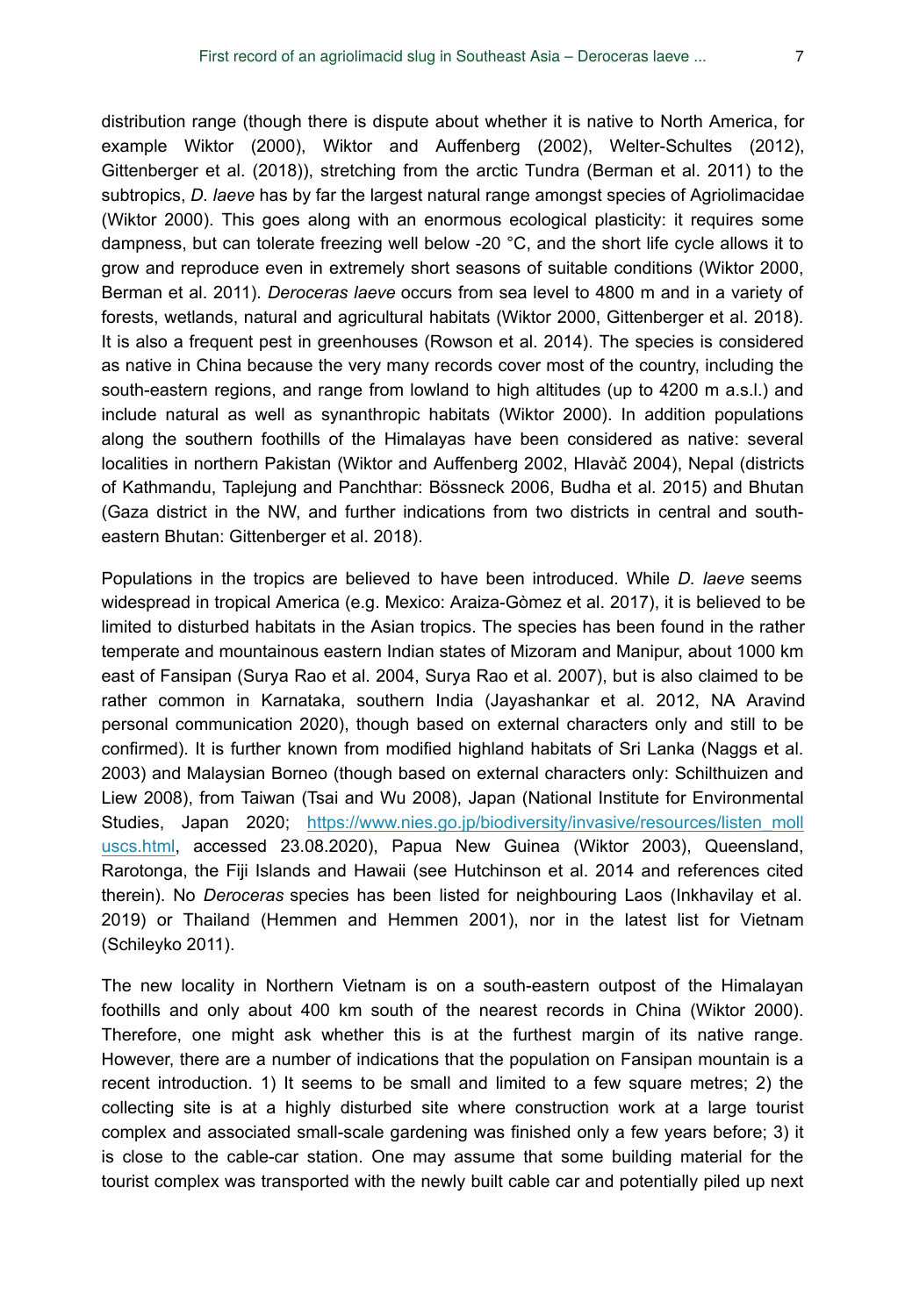distribution range (though there is dispute about whether it is native to North America, for example Wiktor (2000), Wiktor and Auffenberg (2002), Welter-Schultes (2012), Gittenberger et al. (2018)), stretching from the arctic Tundra (Berman et al. 2011) to the subtropics, *D. laeve* has by far the largest natural range amongst species of Agriolimacidae (Wiktor 2000). This goes along with an enormous ecological plasticity: it requires some dampness, but can tolerate freezing well below -20 °C, and the short life cycle allows it to grow and reproduce even in extremely short seasons of suitable conditions (Wiktor 2000, Berman et al. 2011). *Deroceras laeve* occurs from sea level to 4800 m and in a variety of forests, wetlands, natural and agricultural habitats (Wiktor 2000, Gittenberger et al. 2018). It is also a frequent pest in greenhouses (Rowson et al. 2014). The species is considered as native in China because the very many records cover most of the country, including the south-eastern regions, and range from lowland to high altitudes (up to 4200 m a.s.l.) and include natural as well as synanthropic habitats (Wiktor 2000). In addition populations along the southern foothills of the Himalayas have been considered as native: several localities in northern Pakistan (Wiktor and Auffenberg 2002, Hlavàč 2004), Nepal (districts of Kathmandu, Taplejung and Panchthar: Bössneck 2006, Budha et al. 2015) and Bhutan (Gaza district in the NW, and further indications from two districts in central and south-eastern Bhutan: Gittenberger et al. 2018).

Populations in the tropics are believed to have been introduced. While *D. laeve* seems widespread in tropical America (e.g. Mexico: Araiza-Gòmez et al. 2017), it is believed to be limited to disturbed habitats in the Asian tropics. The species has been found in the rather temperate and mountainous eastern Indian states of Mizoram and Manipur, about 1000 km east of Fansipan (Surya Rao et al. 2004, Surya Rao et al. 2007), but is also claimed to be rather common in Karnataka, southern India (Jayashankar et al. 2012, NA Aravind personal communication 2020), though based on external characters only and still to be confirmed). It is further known from modified highland habitats of Sri Lanka (Naggs et al. 2003) and Malaysian Borneo (though based on external characters only: Schilthuizen and Liew 2008), from Taiwan (Tsai and Wu 2008), Japan (National Institute for Environmental Studies, Japan 2020; https://www.nies.go.jp/biodiversity/invasive/resources/listen_molluscs.html, accessed 23.08.2020), Papua New Guinea (Wiktor 2003), Queensland, Rarotonga, the Fiji Islands and Hawaii (see Hutchinson et al. 2014 and references cited therein). No *Deroceras* species has been listed for neighbouring Laos (Inkhavilay et al. 2019) or Thailand (Hemmen and Hemmen 2001), nor in the latest list for Vietnam (Schileyko 2011).

The new locality in Northern Vietnam is on a south-eastern outpost of the Himalayan foothills and only about 400 km south of the nearest records in China (Wiktor 2000). Therefore, one might ask whether this is at the furthest margin of its native range. However, there are a number of indications that the population on Fansipan mountain is a recent introduction. 1) It seems to be small and limited to a few square metres; 2) the collecting site is at a highly disturbed site where construction work at a large tourist complex and associated small-scale gardening was finished only a few years before; 3) it is close to the cable-car station. One may assume that some building material for the tourist complex was transported with the newly built cable car and potentially piled up next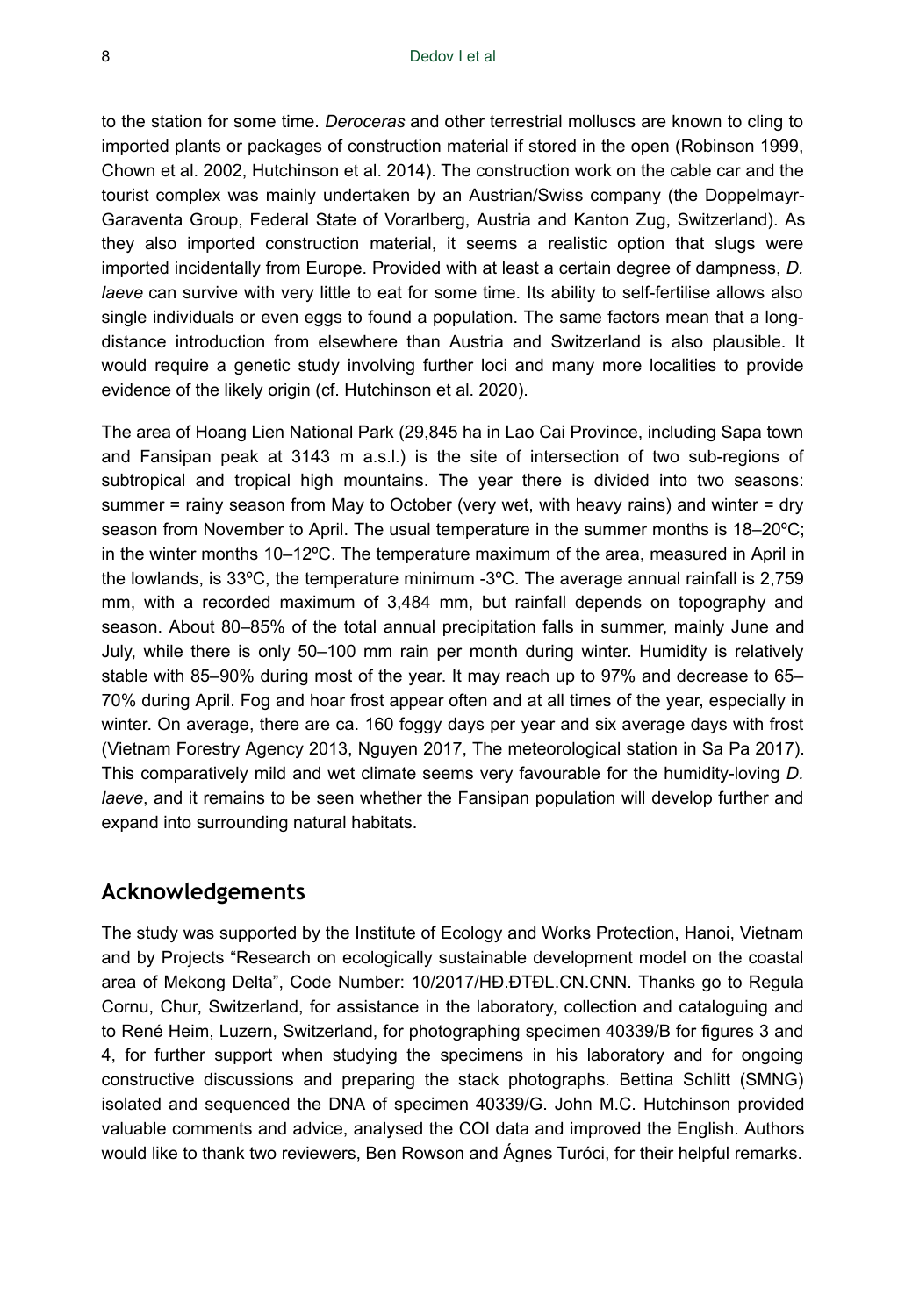to the station for some time. *Deroceras* and other terrestrial molluscs are known to cling to imported plants or packages of construction material if stored in the open (Robinson 1999, Chown et al. 2002, Hutchinson et al. 2014). The construction work on the cable car and the tourist complex was mainly undertaken by an Austrian/Swiss company (the Doppelmayr-Garaventa Group, Federal State of Vorarlberg, Austria and Kanton Zug, Switzerland). As they also imported construction material, it seems a realistic option that slugs were imported incidentally from Europe. Provided with at least a certain degree of dampness, *D. laeve* can survive with very little to eat for some time. Its ability to self-fertilise allows also single individuals or even eggs to found a population. The same factors mean that a long-distance introduction from elsewhere than Austria and Switzerland is also plausible. It would require a genetic study involving further loci and many more localities to provide evidence of the likely origin (cf. Hutchinson et al. 2020).

The area of Hoang Lien National Park (29,845 ha in Lao Cai Province, including Sapa town and Fansipan peak at 3143 m a.s.l.) is the site of intersection of two sub-regions of subtropical and tropical high mountains. The year there is divided into two seasons: summer = rainy season from May to October (very wet, with heavy rains) and winter = dry season from November to April. The usual temperature in the summer months is 18–20ºC; in the winter months 10–12ºC. The temperature maximum of the area, measured in April in the lowlands, is 33ºC, the temperature minimum -3ºC. The average annual rainfall is 2,759 mm, with a recorded maximum of 3,484 mm, but rainfall depends on topography and season. About 80–85% of the total annual precipitation falls in summer, mainly June and July, while there is only 50–100 mm rain per month during winter. Humidity is relatively stable with 85–90% during most of the year. It may reach up to 97% and decrease to 65–70% during April. Fog and hoar frost appear often and at all times of the year, especially in winter. On average, there are ca. 160 foggy days per year and six average days with frost (Vietnam Forestry Agency 2013, Nguyen 2017, The meteorological station in Sa Pa 2017). This comparatively mild and wet climate seems very favourable for the humidity-loving *D. laeve*, and it remains to be seen whether the Fansipan population will develop further and expand into surrounding natural habitats.

## Acknowledgements

The study was supported by the Institute of Ecology and Works Protection, Hanoi, Vietnam and by Projects "Research on ecologically sustainable development model on the coastal area of Mekong Delta", Code Number: 10/2017/HĐ.ĐTĐL.CN.CNN. Thanks go to Regula Cornu, Chur, Switzerland, for assistance in the laboratory, collection and cataloguing and to René Heim, Luzern, Switzerland, for photographing specimen 40339/B for figures 3 and 4, for further support when studying the specimens in his laboratory and for ongoing constructive discussions and preparing the stack photographs. Bettina Schlitt (SMNG) isolated and sequenced the DNA of specimen 40339/G. John M.C. Hutchinson provided valuable comments and advice, analysed the COI data and improved the English. Authors would like to thank two reviewers, Ben Rowson and Ágnes Turóci, for their helpful remarks.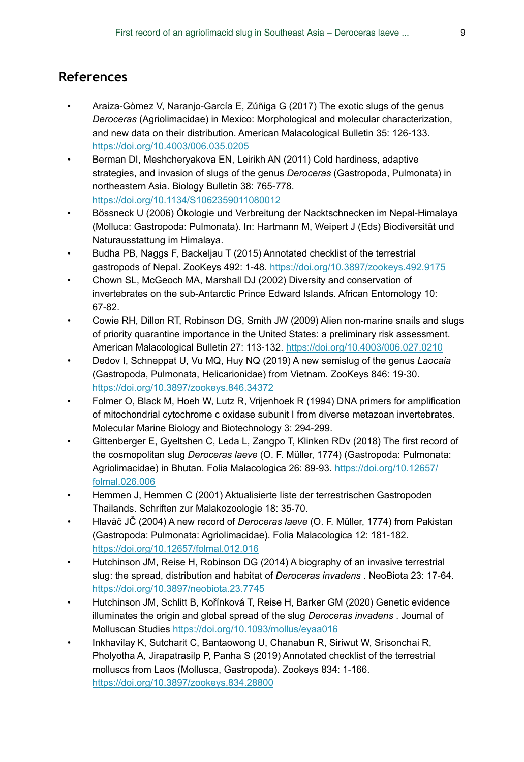## References

- Araiza-Gòmez V, Naranjo-García E, Zúñiga G (2017) The exotic slugs of the genus *Deroceras* (Agriolimacidae) in Mexico: Morphological and molecular characterization, and new data on their distribution. American Malacological Bulletin 35: 126-133. https://doi.org/10.4003/006.035.0205
- Berman DI, Meshcheryakova EN, Leirikh AN (2011) Cold hardiness, adaptive strategies, and invasion of slugs of the genus *Deroceras* (Gastropoda, Pulmonata) in northeastern Asia. Biology Bulletin 38: 765-778. https://doi.org/10.1134/S1062359011080012
- Bössneck U (2006) Ökologie und Verbreitung der Nacktschnecken im Nepal-Himalaya (Molluca: Gastropoda: Pulmonata). In: Hartmann M, Weipert J (Eds) Biodiversität und Naturausstattung im Himalaya.
- Budha PB, Naggs F, Backeljau T (2015) Annotated checklist of the terrestrial gastropods of Nepal. ZooKeys 492: 1-48. https://doi.org/10.3897/zookeys.492.9175
- Chown SL, McGeoch MA, Marshall DJ (2002) Diversity and conservation of invertebrates on the sub-Antarctic Prince Edward Islands. African Entomology 10: 67-82.
- Cowie RH, Dillon RT, Robinson DG, Smith JW (2009) Alien non-marine snails and slugs of priority quarantine importance in the United States: a preliminary risk assessment. American Malacological Bulletin 27: 113-132. https://doi.org/10.4003/006.027.0210
- Dedov I, Schneppat U, Vu MQ, Huy NQ (2019) A new semislug of the genus *Laocaia* (Gastropoda, Pulmonata, Helicarionidae) from Vietnam. ZooKeys 846: 19-30. https://doi.org/10.3897/zookeys.846.34372
- Folmer O, Black M, Hoeh W, Lutz R, Vrijenhoek R (1994) DNA primers for amplification of mitochondrial cytochrome c oxidase subunit I from diverse metazoan invertebrates. Molecular Marine Biology and Biotechnology 3: 294-299.
- Gittenberger E, Gyeltshen C, Leda L, Zangpo T, Klinken RDv (2018) The first record of the cosmopolitan slug *Deroceras laeve* (O. F. Müller, 1774) (Gastropoda: Pulmonata: Agriolimacidae) in Bhutan. Folia Malacologica 26: 89-93. https://doi.org/10.12657/folmal.026.006
- Hemmen J, Hemmen C (2001) Aktualisierte liste der terrestrischen Gastropoden Thailands. Schriften zur Malakozoologie 18: 35-70.
- Hlavàč JČ (2004) A new record of *Deroceras laeve* (O. F. Müller, 1774) from Pakistan (Gastropoda: Pulmonata: Agriolimacidae). Folia Malacologica 12: 181-182. https://doi.org/10.12657/folmal.012.016
- Hutchinson JM, Reise H, Robinson DG (2014) A biography of an invasive terrestrial slug: the spread, distribution and habitat of *Deroceras invadens* . NeoBiota 23: 17-64. https://doi.org/10.3897/neobiota.23.7745
- Hutchinson JM, Schlitt B, Kořínková T, Reise H, Barker GM (2020) Genetic evidence illuminates the origin and global spread of the slug *Deroceras invadens* . Journal of Molluscan Studies https://doi.org/10.1093/mollus/eyaa016
- Inkhavilay K, Sutcharit C, Bantaowong U, Chanabun R, Siriwut W, Srisonchai R, Pholyotha A, Jirapatrasilp P, Panha S (2019) Annotated checklist of the terrestrial molluscs from Laos (Mollusca, Gastropoda). Zookeys 834: 1-166. https://doi.org/10.3897/zookeys.834.28800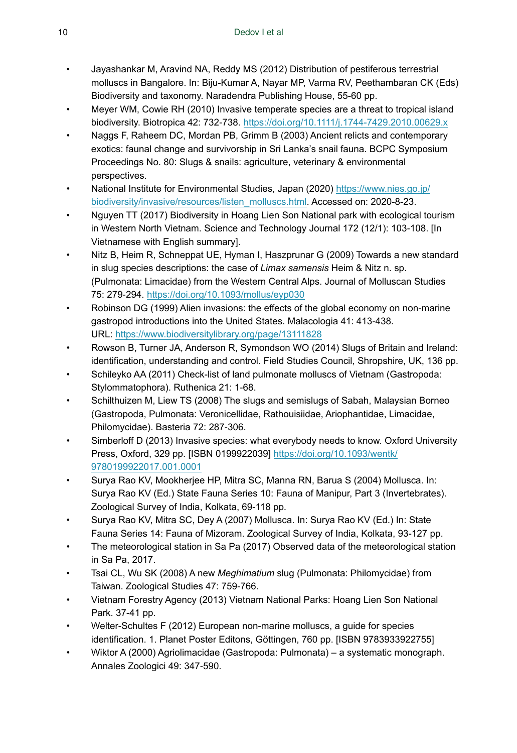- Jayashankar M, Aravind NA, Reddy MS (2012) Distribution of pestiferous terrestrial molluscs in Bangalore. In: Biju-Kumar A, Nayar MP, Varma RV, Peethambaran CK (Eds) Biodiversity and taxonomy. Naradendra Publishing House, 55-60 pp.
- Meyer WM, Cowie RH (2010) Invasive temperate species are a threat to tropical island biodiversity. Biotropica 42: 732-738. https://doi.org/10.1111/j.1744-7429.2010.00629.x
- Naggs F, Raheem DC, Mordan PB, Grimm B (2003) Ancient relicts and contemporary exotics: faunal change and survivorship in Sri Lanka's snail fauna. BCPC Symposium Proceedings No. 80: Slugs & snails: agriculture, veterinary & environmental perspectives.
- National Institute for Environmental Studies, Japan (2020) https://www.nies.go.jp/biodiversity/invasive/resources/listen_molluscs.html. Accessed on: 2020-8-23.
- Nguyen TT (2017) Biodiversity in Hoang Lien Son National park with ecological tourism in Western North Vietnam. Science and Technology Journal 172 (12/1): 103-108. [In Vietnamese with English summary].
- Nitz B, Heim R, Schneppat UE, Hyman I, Haszprunar G (2009) Towards a new standard in slug species descriptions: the case of *Limax sarnensis* Heim & Nitz n. sp. (Pulmonata: Limacidae) from the Western Central Alps. Journal of Molluscan Studies 75: 279-294. https://doi.org/10.1093/mollus/eyp030
- Robinson DG (1999) Alien invasions: the effects of the global economy on non-marine gastropod introductions into the United States. Malacologia 41: 413-438. URL: https://www.biodiversitylibrary.org/page/13111828
- Rowson B, Turner JA, Anderson R, Symondson WO (2014) Slugs of Britain and Ireland: identification, understanding and control. Field Studies Council, Shropshire, UK, 136 pp.
- Schileyko AA (2011) Check-list of land pulmonate molluscs of Vietnam (Gastropoda: Stylommatophora). Ruthenica 21: 1-68.
- Schilthuizen M, Liew TS (2008) The slugs and semislugs of Sabah, Malaysian Borneo (Gastropoda, Pulmonata: Veronicellidae, Rathouisiidae, Ariophantidae, Limacidae, Philomycidae). Basteria 72: 287-306.
- Simberloff D (2013) Invasive species: what everybody needs to know. Oxford University Press, Oxford, 329 pp. [ISBN 0199922039] https://doi.org/10.1093/wentk/9780199922017.001.0001
- Surya Rao KV, Mookherjee HP, Mitra SC, Manna RN, Barua S (2004) Mollusca. In: Surya Rao KV (Ed.) State Fauna Series 10: Fauna of Manipur, Part 3 (Invertebrates). Zoological Survey of India, Kolkata, 69-118 pp.
- Surya Rao KV, Mitra SC, Dey A (2007) Mollusca. In: Surya Rao KV (Ed.) In: State Fauna Series 14: Fauna of Mizoram. Zoological Survey of India, Kolkata, 93-127 pp.
- The meteorological station in Sa Pa (2017) Observed data of the meteorological station in Sa Pa, 2017.
- Tsai CL, Wu SK (2008) A new *Meghimatium* slug (Pulmonata: Philomycidae) from Taiwan. Zoological Studies 47: 759-766.
- Vietnam Forestry Agency (2013) Vietnam National Parks: Hoang Lien Son National Park. 37-41 pp.
- Welter-Schultes F (2012) European non-marine molluscs, a guide for species identification. 1. Planet Poster Editons, Göttingen, 760 pp. [ISBN 9783933922755]
- Wiktor A (2000) Agriolimacidae (Gastropoda: Pulmonata) – a systematic monograph. Annales Zoologici 49: 347-590.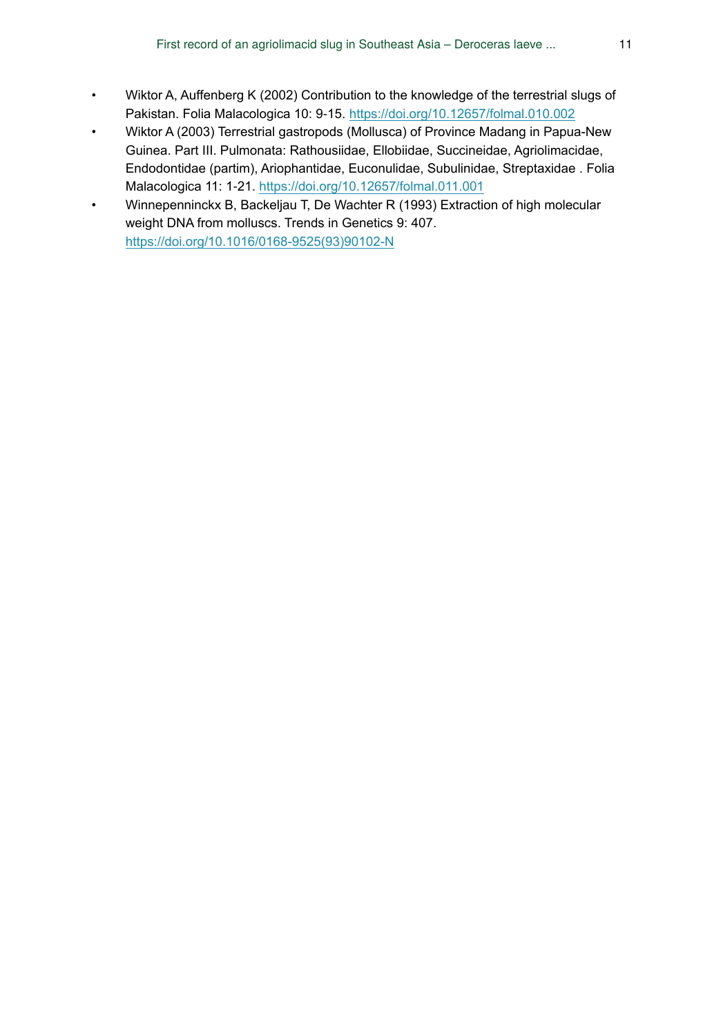- Wiktor A, Auffenberg K (2002) Contribution to the knowledge of the terrestrial slugs of Pakistan. Folia Malacologica 10: 9-15. https://doi.org/10.12657/folmal.010.002
- Wiktor A (2003) Terrestrial gastropods (Mollusca) of Province Madang in Papua-New Guinea. Part III. Pulmonata: Rathousiidae, Ellobiidae, Succineidae, Agriolimacidae, Endodontidae (partim), Ariophantidae, Euconulidae, Subulinidae, Streptaxidae . Folia Malacologica 11: 1-21. https://doi.org/10.12657/folmal.011.001
- Winnepenninckx B, Backeljau T, De Wachter R (1993) Extraction of high molecular weight DNA from molluscs. Trends in Genetics 9: 407. https://doi.org/10.1016/0168-9525(93)90102-N